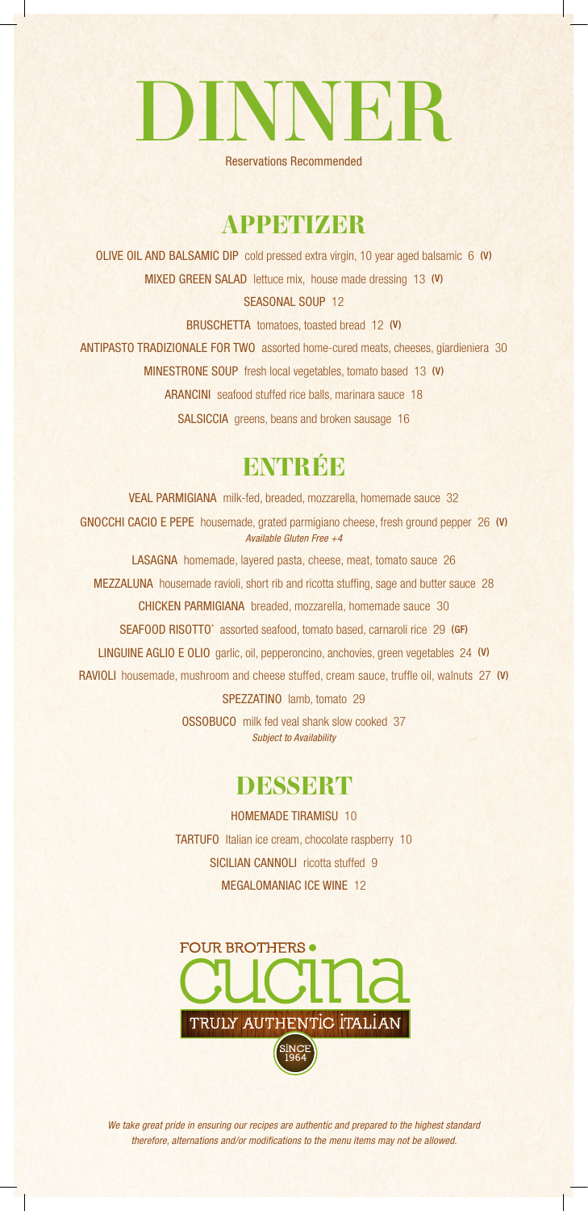# DINNER

Reservations Recommended

## APPETIZER

**OLIVE OIL AND BALSAMIC DIP** cold pressed extra virgin, 10 year aged balsamic 6 (V)

**MIXED GREEN SALAD** lettuce mix, house made dressing 13 (V)

**SEASONAL SOUP** 12

**BRUSCHETTA** tomatoes, toasted bread 12 (V)

**ANTIPASTO TRADIZIONALE FOR TWO** assorted home-cured meats, cheeses, giardieniera 30

**MINESTRONE SOUP** fresh local vegetables, tomato based 13 (V)

**ARANCINI** seafood stuffed rice balls, marinara sauce 18

**SALSICCIA** greens, beans and broken sausage 16

## ENTRÉE

**VEAL PARMIGIANA** milk-fed, breaded, mozzarella, homemade sauce 32

**GNOCCHI CACIO E PEPE** housemade, grated parmigiano cheese, fresh ground pepper 26 (V)
*Available Gluten Free +4*

**LASAGNA** homemade, layered pasta, cheese, meat, tomato sauce 26

**MEZZALUNA** housemade ravioli, short rib and ricotta stuffing, sage and butter sauce 28

**CHICKEN PARMIGIANA** breaded, mozzarella, homemade sauce 30

**SEAFOOD RISOTTO*** assorted seafood, tomato based, carnaroli rice 29 (GF)

**LINGUINE AGLIO E OLIO** garlic, oil, pepperoncino, anchovies, green vegetables 24 (V)

**RAVIOLI** housemade, mushroom and cheese stuffed, cream sauce, truffle oil, walnuts 27 (V)

**SPEZZATINO** lamb, tomato 29

**OSSOBUCO** milk fed veal shank slow cooked 37
*Subject to Availability*

## DESSERT

**HOMEMADE TIRAMISU** 10

**TARTUFO** Italian ice cream, chocolate raspberry 10

**SICILIAN CANNOLI** ricotta stuffed 9

**MEGALOMANIAC ICE WINE** 12

FOUR BROTHERS cucina
TRULY AUTHENTIC ITALIAN
SINCE 1964

*We take great pride in ensuring our recipes are authentic and prepared to the highest standard therefore, alternations and/or modifications to the menu items may not be allowed.*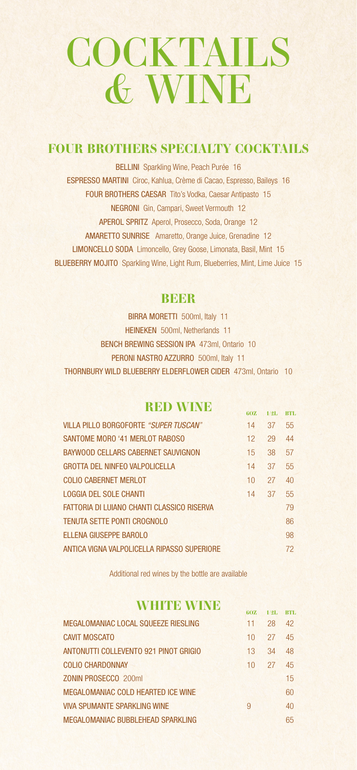# COCKTAILS & WINE

## FOUR BROTHERS SPECIALTY COCKTAILS

BELLINI Sparkling Wine, Peach Purée 16

ESPRESSO MARTINI Ciroc, Kahlua, Crème di Cacao, Espresso, Baileys 16

FOUR BROTHERS CAESAR Tito's Vodka, Caesar Antipasto 15

NEGRONI Gin, Campari, Sweet Vermouth 12

APEROL SPRITZ Aperol, Prosecco, Soda, Orange 12

AMARETTO SUNRISE Amaretto, Orange Juice, Grenadine 12

LIMONCELLO SODA Limoncello, Grey Goose, Limonata, Basil, Mint 15

BLUEBERRY MOJITO Sparkling Wine, Light Rum, Blueberries, Mint, Lime Juice 15

## BEER

BIRRA MORETTI 500ml, Italy 11

HEINEKEN 500ml, Netherlands 11

BENCH BREWING SESSION IPA 473ml, Ontario 10

PERONI NASTRO AZZURRO 500ml, Italy 11

THORNBURY WILD BLUEBERRY ELDERFLOWER CIDER 473ml, Ontario 10

## RED WINE

| | 6OZ | 1/2L | BTL |
|---|---|---|---|
| VILLA PILLO BORGOFORTE *"SUPER TUSCAN"* | 14 | 37 | 55 |
| SANTOME MORO '41 MERLOT RABOSO | 12 | 29 | 44 |
| BAYWOOD CELLARS CABERNET SAUVIGNON | 15 | 38 | 57 |
| GROTTA DEL NINFEO VALPOLICELLA | 14 | 37 | 55 |
| COLIO CABERNET MERLOT | 10 | 27 | 40 |
| LOGGIA DEL SOLE CHANTI | 14 | 37 | 55 |
| FATTORIA DI LUIANO CHANTI CLASSICO RISERVA | | | 79 |
| TENUTA SETTE PONTI CROGNOLO | | | 86 |
| ELLENA GIUSEPPE BAROLO | | | 98 |
| ANTICA VIGNA VALPOLICELLA RIPASSO SUPERIORE | | | 72 |

Additional red wines by the bottle are available

## WHITE WINE

| | 6OZ | 1/2L | BTL |
|---|---|---|---|
| MEGALOMANIAC LOCAL SQUEEZE RIESLING | 11 | 28 | 42 |
| CAVIT MOSCATO | 10 | 27 | 45 |
| ANTONUTTI COLLEVENTO 921 PINOT GRIGIO | 13 | 34 | 48 |
| COLIO CHARDONNAY | 10 | 27 | 45 |
| ZONIN PROSECCO 200ml | | | 15 |
| MEGALOMANIAC COLD HEARTED ICE WINE | | | 60 |
| VIVA SPUMANTE SPARKLING WINE | 9 | | 40 |
| MEGALOMANIAC BUBBLEHEAD SPARKLING | | | 65 |